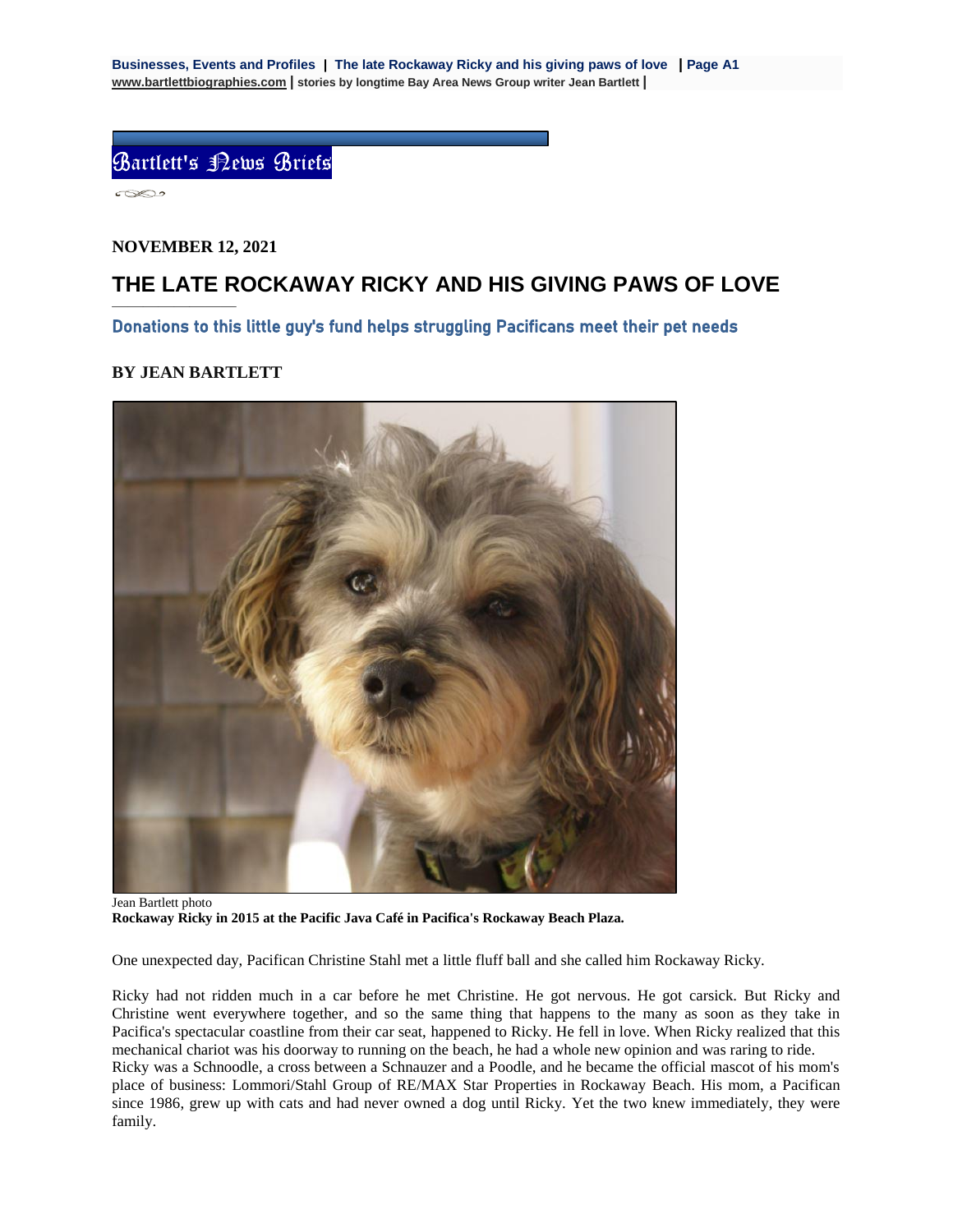Bartlett's News Briefs

**NOVEMBER 12, 2021**

# THE LATE ROCKAWAY RICKY AND HIS GIVING PAWS OF LOVE

## Donations to this little guy's fund helps struggling Pacificans meet their pet needs

**BY JEAN BARTLETT**

Jean Bartlett photo
**Rockaway Ricky in 2015 at the Pacific Java Café in Pacifica's Rockaway Beach Plaza.**

One unexpected day, Pacifican Christine Stahl met a little fluff ball and she called him Rockaway Ricky.

Ricky had not ridden much in a car before he met Christine. He got nervous. He got carsick. But Ricky and Christine went everywhere together, and so the same thing that happens to the many as soon as they take in Pacifica's spectacular coastline from their car seat, happened to Ricky. He fell in love. When Ricky realized that this mechanical chariot was his doorway to running on the beach, he had a whole new opinion and was raring to ride.
Ricky was a Schnoodle, a cross between a Schnauzer and a Poodle, and he became the official mascot of his mom's place of business: Lommori/Stahl Group of RE/MAX Star Properties in Rockaway Beach. His mom, a Pacifican since 1986, grew up with cats and had never owned a dog until Ricky. Yet the two knew immediately, they were family.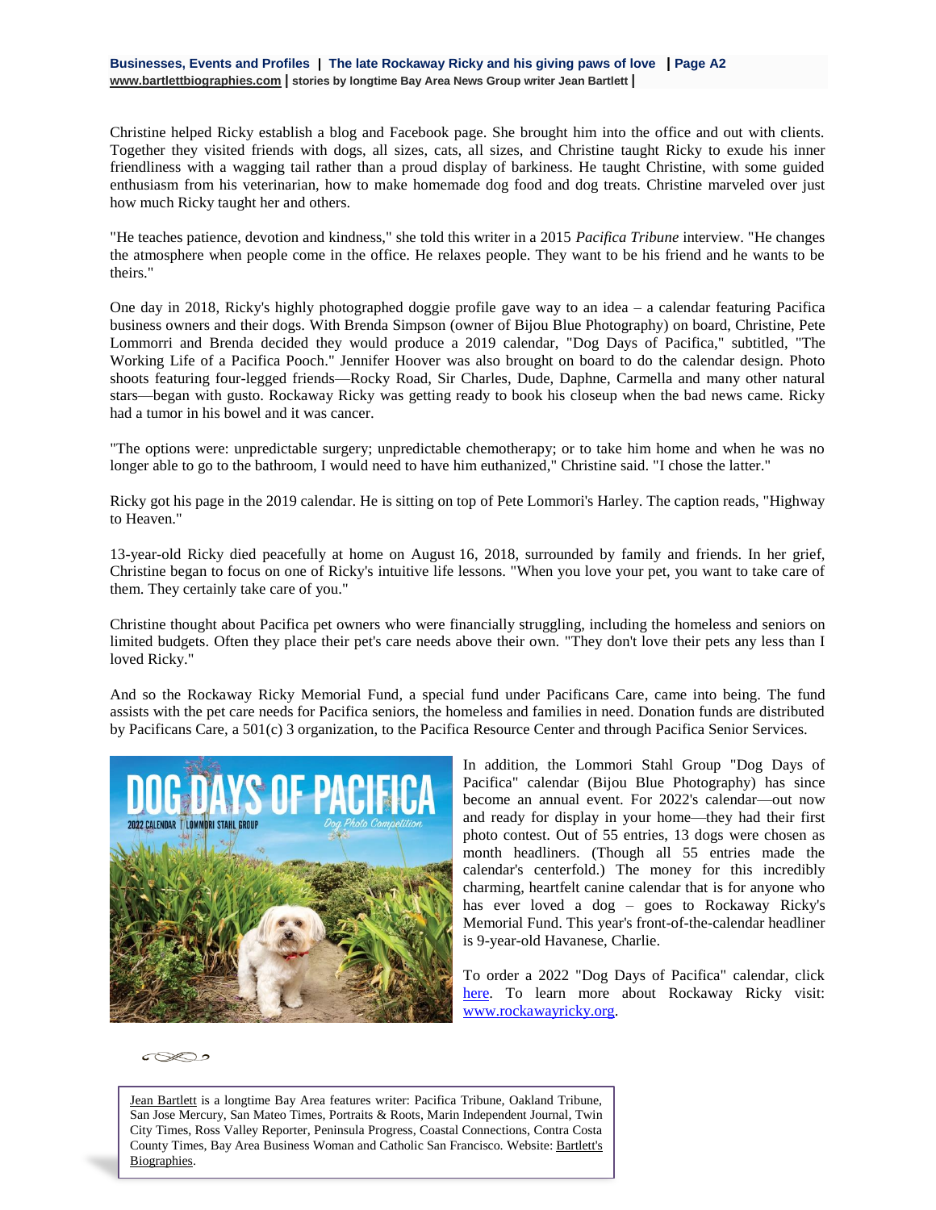Christine helped Ricky establish a blog and Facebook page. She brought him into the office and out with clients. Together they visited friends with dogs, all sizes, cats, all sizes, and Christine taught Ricky to exude his inner friendliness with a wagging tail rather than a proud display of barkiness. He taught Christine, with some guided enthusiasm from his veterinarian, how to make homemade dog food and dog treats. Christine marveled over just how much Ricky taught her and others.

"He teaches patience, devotion and kindness," she told this writer in a 2015 *Pacifica Tribune* interview. "He changes the atmosphere when people come in the office. He relaxes people. They want to be his friend and he wants to be theirs."

One day in 2018, Ricky's highly photographed doggie profile gave way to an idea – a calendar featuring Pacifica business owners and their dogs. With Brenda Simpson (owner of Bijou Blue Photography) on board, Christine, Pete Lommorri and Brenda decided they would produce a 2019 calendar, "Dog Days of Pacifica," subtitled, "The Working Life of a Pacifica Pooch." Jennifer Hoover was also brought on board to do the calendar design. Photo shoots featuring four-legged friends—Rocky Road, Sir Charles, Dude, Daphne, Carmella and many other natural stars—began with gusto. Rockaway Ricky was getting ready to book his closeup when the bad news came. Ricky had a tumor in his bowel and it was cancer.

"The options were: unpredictable surgery; unpredictable chemotherapy; or to take him home and when he was no longer able to go to the bathroom, I would need to have him euthanized," Christine said. "I chose the latter."

Ricky got his page in the 2019 calendar. He is sitting on top of Pete Lommori's Harley. The caption reads, "Highway to Heaven."

13-year-old Ricky died peacefully at home on August 16, 2018, surrounded by family and friends. In her grief, Christine began to focus on one of Ricky's intuitive life lessons. "When you love your pet, you want to take care of them. They certainly take care of you."

Christine thought about Pacifica pet owners who were financially struggling, including the homeless and seniors on limited budgets. Often they place their pet's care needs above their own. "They don't love their pets any less than I loved Ricky."

And so the Rockaway Ricky Memorial Fund, a special fund under Pacificans Care, came into being. The fund assists with the pet care needs for Pacifica seniors, the homeless and families in need. Donation funds are distributed by Pacificans Care, a 501(c) 3 organization, to the Pacifica Resource Center and through Pacifica Senior Services.

In addition, the Lommori Stahl Group "Dog Days of Pacifica" calendar (Bijou Blue Photography) has since become an annual event. For 2022's calendar—out now and ready for display in your home—they had their first photo contest. Out of 55 entries, 13 dogs were chosen as month headliners. (Though all 55 entries made the calendar's centerfold.) The money for this incredibly charming, heartfelt canine calendar that is for anyone who has ever loved a dog – goes to Rockaway Ricky's Memorial Fund. This year's front-of-the-calendar headliner is 9-year-old Havanese, Charlie.

To order a 2022 "Dog Days of Pacifica" calendar, click here. To learn more about Rockaway Ricky visit: www.rockawayricky.org.

---

Jean Bartlett is a longtime Bay Area features writer: Pacifica Tribune, Oakland Tribune, San Jose Mercury, San Mateo Times, Portraits & Roots, Marin Independent Journal, Twin City Times, Ross Valley Reporter, Peninsula Progress, Coastal Connections, Contra Costa County Times, Bay Area Business Woman and Catholic San Francisco. Website: Bartlett's Biographies.